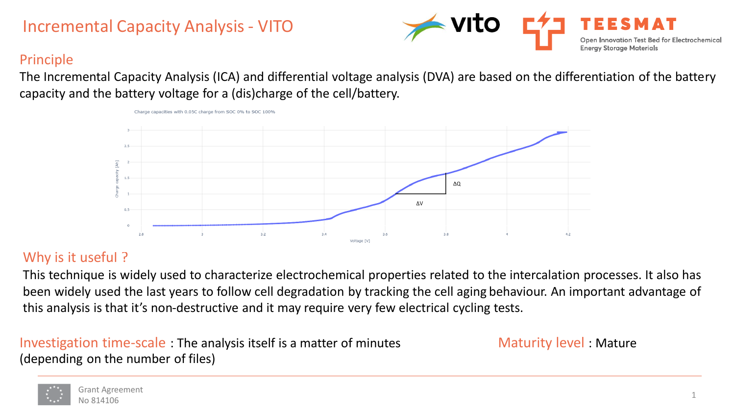# Incremental Capacity Analysis - VITO

## Principle

The Incremental Capacity Analysis (ICA) and differential voltage analysis (DVA) are based on the differentiation of the battery capacity and the battery voltage for a (dis)charge of the cell/battery.

Charge capacities with 0.05C charge from SOC 0% to SOC 100%

## Why is it useful ?

This technique is widely used to characterize electrochemical properties related to the intercalation processes. It also has been widely used the last years to follow cell degradation by tracking the cell aging behaviour. An important advantage of this analysis is that it's non-destructive and it may require very few electrical cycling tests.

**Investigation time-scale** : The analysis itself is a matter of minutes (depending on the number of files)

**Maturity level** : Mature

Grant Agreement No 814106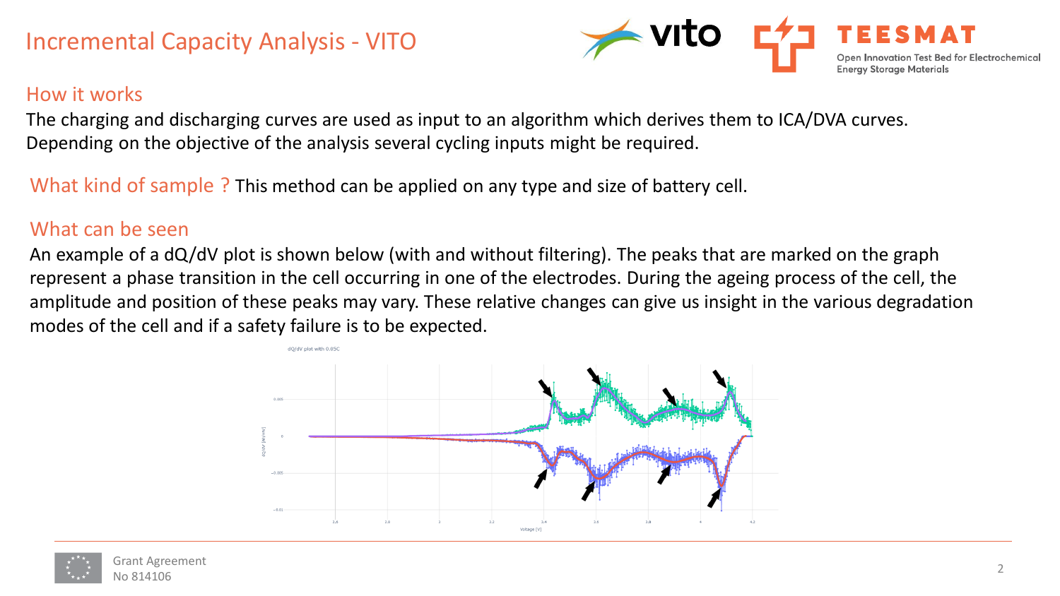# Incremental Capacity Analysis - VITO

vito

TEESMAT

Open Innovation Test Bed for Electrochemical Energy Storage Materials

## How it works

The charging and discharging curves are used as input to an algorithm which derives them to ICA/DVA curves. Depending on the objective of the analysis several cycling inputs might be required.

## What kind of sample ?

This method can be applied on any type and size of battery cell.

## What can be seen

An example of a dQ/dV plot is shown below (with and without filtering). The peaks that are marked on the graph represent a phase transition in the cell occurring in one of the electrodes. During the ageing process of the cell, the amplitude and position of these peaks may vary. These relative changes can give us insight in the various degradation modes of the cell and if a safety failure is to be expected.

dQ/dV plot with 0.05C

dQ/dV [Ah/mV]

0.005

0

−0.005

−0.01

2.6

2.8

3

3.2

3.4

3.6

3.8

4

4.2

Voltage [V]

Grant Agreement No 814106